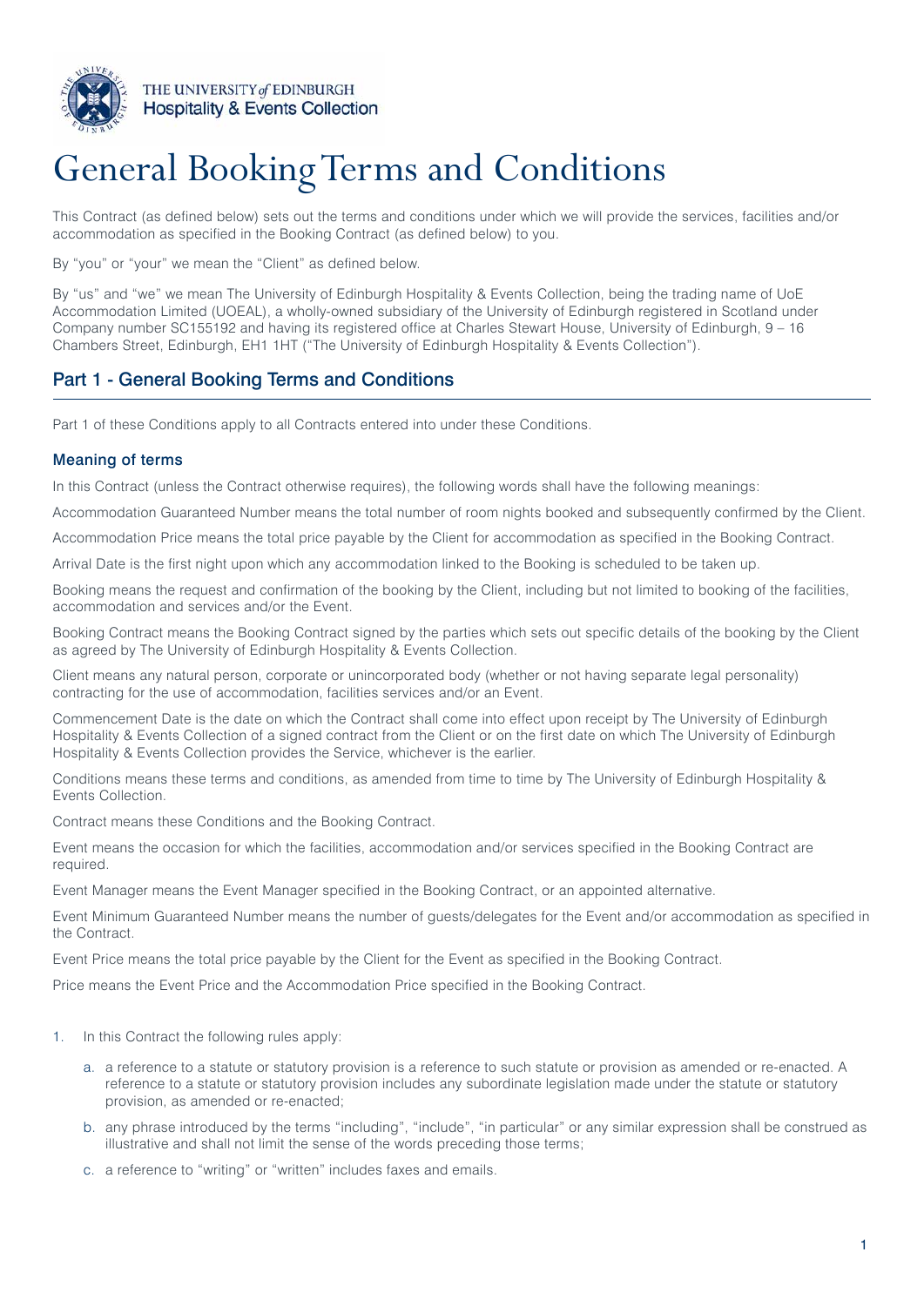THE UNIVERSITY of EDINBURGH
Hospitality & Events Collection

# General Booking Terms and Conditions

This Contract (as defined below) sets out the terms and conditions under which we will provide the services, facilities and/or accommodation as specified in the Booking Contract (as defined below) to you.

By "you" or "your" we mean the "Client" as defined below.

By "us" and "we" we mean The University of Edinburgh Hospitality & Events Collection, being the trading name of UoE Accommodation Limited (UOEAL), a wholly-owned subsidiary of the University of Edinburgh registered in Scotland under Company number SC155192 and having its registered office at Charles Stewart House, University of Edinburgh, 9 – 16 Chambers Street, Edinburgh, EH1 1HT ("The University of Edinburgh Hospitality & Events Collection").

## Part 1 - General Booking Terms and Conditions

Part 1 of these Conditions apply to all Contracts entered into under these Conditions.

### Meaning of terms

In this Contract (unless the Contract otherwise requires), the following words shall have the following meanings:

Accommodation Guaranteed Number means the total number of room nights booked and subsequently confirmed by the Client.

Accommodation Price means the total price payable by the Client for accommodation as specified in the Booking Contract.

Arrival Date is the first night upon which any accommodation linked to the Booking is scheduled to be taken up.

Booking means the request and confirmation of the booking by the Client, including but not limited to booking of the facilities, accommodation and services and/or the Event.

Booking Contract means the Booking Contract signed by the parties which sets out specific details of the booking by the Client as agreed by The University of Edinburgh Hospitality & Events Collection.

Client means any natural person, corporate or unincorporated body (whether or not having separate legal personality) contracting for the use of accommodation, facilities services and/or an Event.

Commencement Date is the date on which the Contract shall come into effect upon receipt by The University of Edinburgh Hospitality & Events Collection of a signed contract from the Client or on the first date on which The University of Edinburgh Hospitality & Events Collection provides the Service, whichever is the earlier.

Conditions means these terms and conditions, as amended from time to time by The University of Edinburgh Hospitality & Events Collection.

Contract means these Conditions and the Booking Contract.

Event means the occasion for which the facilities, accommodation and/or services specified in the Booking Contract are required.

Event Manager means the Event Manager specified in the Booking Contract, or an appointed alternative.

Event Minimum Guaranteed Number means the number of guests/delegates for the Event and/or accommodation as specified in the Contract.

Event Price means the total price payable by the Client for the Event as specified in the Booking Contract.

Price means the Event Price and the Accommodation Price specified in the Booking Contract.

1. In this Contract the following rules apply:
    a. a reference to a statute or statutory provision is a reference to such statute or provision as amended or re-enacted. A reference to a statute or statutory provision includes any subordinate legislation made under the statute or statutory provision, as amended or re-enacted;
    b. any phrase introduced by the terms "including", "include", "in particular" or any similar expression shall be construed as illustrative and shall not limit the sense of the words preceding those terms;
    c. a reference to "writing" or "written" includes faxes and emails.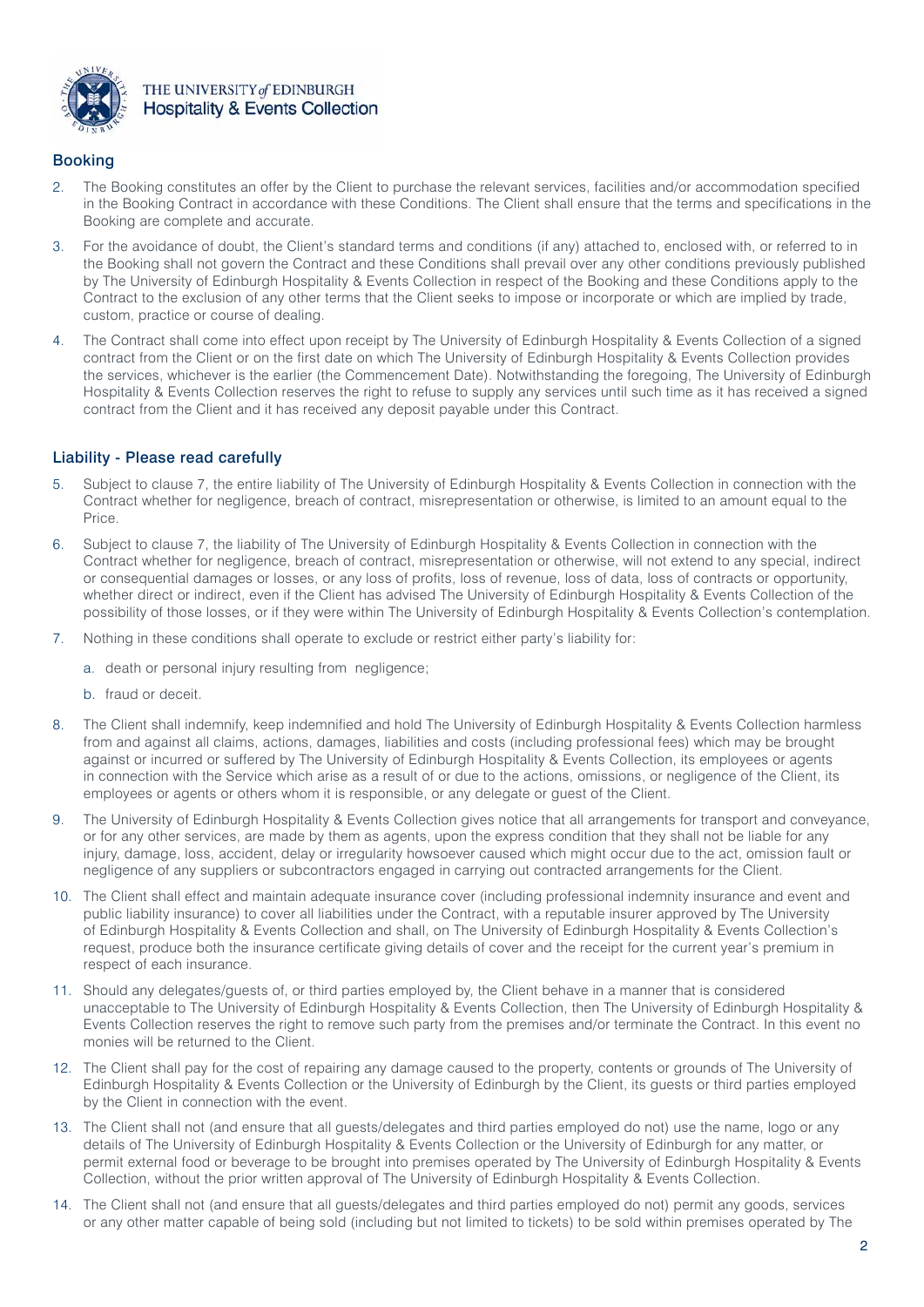## Booking

2. The Booking constitutes an offer by the Client to purchase the relevant services, facilities and/or accommodation specified in the Booking Contract in accordance with these Conditions. The Client shall ensure that the terms and specifications in the Booking are complete and accurate.

3. For the avoidance of doubt, the Client's standard terms and conditions (if any) attached to, enclosed with, or referred to in the Booking shall not govern the Contract and these Conditions shall prevail over any other conditions previously published by The University of Edinburgh Hospitality & Events Collection in respect of the Booking and these Conditions apply to the Contract to the exclusion of any other terms that the Client seeks to impose or incorporate or which are implied by trade, custom, practice or course of dealing.

4. The Contract shall come into effect upon receipt by The University of Edinburgh Hospitality & Events Collection of a signed contract from the Client or on the first date on which The University of Edinburgh Hospitality & Events Collection provides the services, whichever is the earlier (the Commencement Date). Notwithstanding the foregoing, The University of Edinburgh Hospitality & Events Collection reserves the right to refuse to supply any services until such time as it has received a signed contract from the Client and it has received any deposit payable under this Contract.

## Liability - Please read carefully

5. Subject to clause 7, the entire liability of The University of Edinburgh Hospitality & Events Collection in connection with the Contract whether for negligence, breach of contract, misrepresentation or otherwise, is limited to an amount equal to the Price.

6. Subject to clause 7, the liability of The University of Edinburgh Hospitality & Events Collection in connection with the Contract whether for negligence, breach of contract, misrepresentation or otherwise, will not extend to any special, indirect or consequential damages or losses, or any loss of profits, loss of revenue, loss of data, loss of contracts or opportunity, whether direct or indirect, even if the Client has advised The University of Edinburgh Hospitality & Events Collection of the possibility of those losses, or if they were within The University of Edinburgh Hospitality & Events Collection's contemplation.

7. Nothing in these conditions shall operate to exclude or restrict either party's liability for:

   a. death or personal injury resulting from negligence;

   b. fraud or deceit.

8. The Client shall indemnify, keep indemnified and hold The University of Edinburgh Hospitality & Events Collection harmless from and against all claims, actions, damages, liabilities and costs (including professional fees) which may be brought against or incurred or suffered by The University of Edinburgh Hospitality & Events Collection, its employees or agents in connection with the Service which arise as a result of or due to the actions, omissions, or negligence of the Client, its employees or agents or others whom it is responsible, or any delegate or guest of the Client.

9. The University of Edinburgh Hospitality & Events Collection gives notice that all arrangements for transport and conveyance, or for any other services, are made by them as agents, upon the express condition that they shall not be liable for any injury, damage, loss, accident, delay or irregularity howsoever caused which might occur due to the act, omission fault or negligence of any suppliers or subcontractors engaged in carrying out contracted arrangements for the Client.

10. The Client shall effect and maintain adequate insurance cover (including professional indemnity insurance and event and public liability insurance) to cover all liabilities under the Contract, with a reputable insurer approved by The University of Edinburgh Hospitality & Events Collection and shall, on The University of Edinburgh Hospitality & Events Collection's request, produce both the insurance certificate giving details of cover and the receipt for the current year's premium in respect of each insurance.

11. Should any delegates/guests of, or third parties employed by, the Client behave in a manner that is considered unacceptable to The University of Edinburgh Hospitality & Events Collection, then The University of Edinburgh Hospitality & Events Collection reserves the right to remove such party from the premises and/or terminate the Contract. In this event no monies will be returned to the Client.

12. The Client shall pay for the cost of repairing any damage caused to the property, contents or grounds of The University of Edinburgh Hospitality & Events Collection or the University of Edinburgh by the Client, its guests or third parties employed by the Client in connection with the event.

13. The Client shall not (and ensure that all guests/delegates and third parties employed do not) use the name, logo or any details of The University of Edinburgh Hospitality & Events Collection or the University of Edinburgh for any matter, or permit external food or beverage to be brought into premises operated by The University of Edinburgh Hospitality & Events Collection, without the prior written approval of The University of Edinburgh Hospitality & Events Collection.

14. The Client shall not (and ensure that all guests/delegates and third parties employed do not) permit any goods, services or any other matter capable of being sold (including but not limited to tickets) to be sold within premises operated by The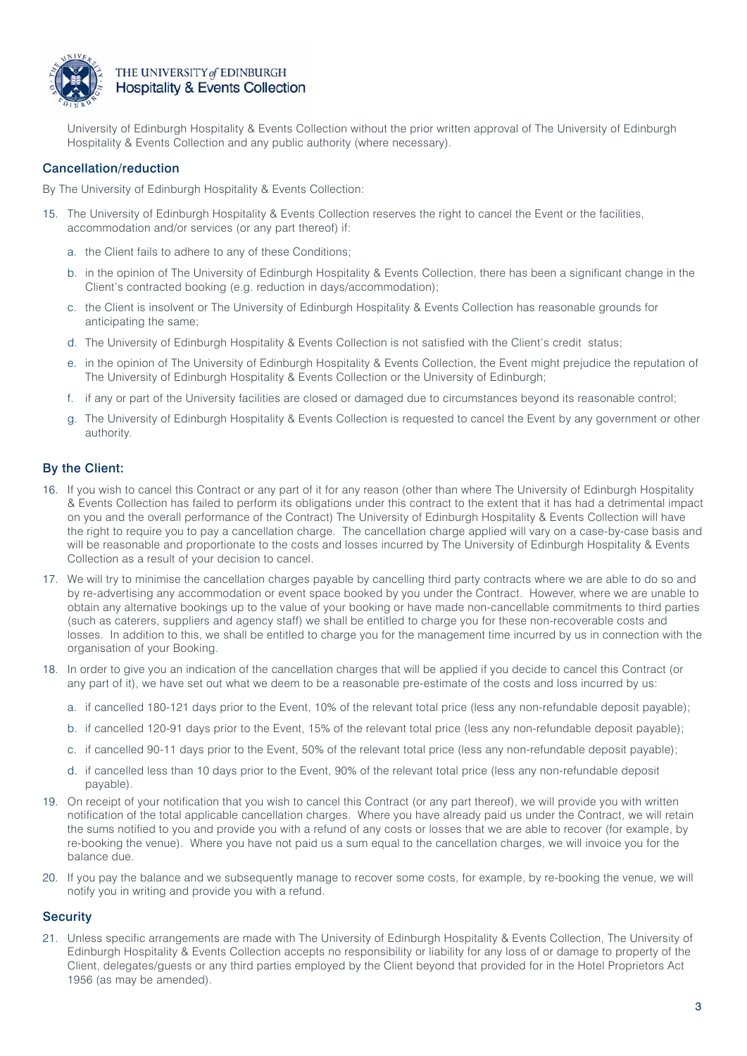University of Edinburgh Hospitality & Events Collection without the prior written approval of The University of Edinburgh Hospitality & Events Collection and any public authority (where necessary).

## Cancellation/reduction

By The University of Edinburgh Hospitality & Events Collection:

15. The University of Edinburgh Hospitality & Events Collection reserves the right to cancel the Event or the facilities, accommodation and/or services (or any part thereof) if:
    a. the Client fails to adhere to any of these Conditions;
    b. in the opinion of The University of Edinburgh Hospitality & Events Collection, there has been a significant change in the Client's contracted booking (e.g. reduction in days/accommodation);
    c. the Client is insolvent or The University of Edinburgh Hospitality & Events Collection has reasonable grounds for anticipating the same;
    d. The University of Edinburgh Hospitality & Events Collection is not satisfied with the Client's credit status;
    e. in the opinion of The University of Edinburgh Hospitality & Events Collection, the Event might prejudice the reputation of The University of Edinburgh Hospitality & Events Collection or the University of Edinburgh;
    f. if any or part of the University facilities are closed or damaged due to circumstances beyond its reasonable control;
    g. The University of Edinburgh Hospitality & Events Collection is requested to cancel the Event by any government or other authority.

## By the Client:

16. If you wish to cancel this Contract or any part of it for any reason (other than where The University of Edinburgh Hospitality & Events Collection has failed to perform its obligations under this contract to the extent that it has had a detrimental impact on you and the overall performance of the Contract) The University of Edinburgh Hospitality & Events Collection will have the right to require you to pay a cancellation charge. The cancellation charge applied will vary on a case-by-case basis and will be reasonable and proportionate to the costs and losses incurred by The University of Edinburgh Hospitality & Events Collection as a result of your decision to cancel.
17. We will try to minimise the cancellation charges payable by cancelling third party contracts where we are able to do so and by re-advertising any accommodation or event space booked by you under the Contract. However, where we are unable to obtain any alternative bookings up to the value of your booking or have made non-cancellable commitments to third parties (such as caterers, suppliers and agency staff) we shall be entitled to charge you for these non-recoverable costs and losses. In addition to this, we shall be entitled to charge you for the management time incurred by us in connection with the organisation of your Booking.
18. In order to give you an indication of the cancellation charges that will be applied if you decide to cancel this Contract (or any part of it), we have set out what we deem to be a reasonable pre-estimate of the costs and loss incurred by us:
    a. if cancelled 180-121 days prior to the Event, 10% of the relevant total price (less any non-refundable deposit payable);
    b. if cancelled 120-91 days prior to the Event, 15% of the relevant total price (less any non-refundable deposit payable);
    c. if cancelled 90-11 days prior to the Event, 50% of the relevant total price (less any non-refundable deposit payable);
    d. if cancelled less than 10 days prior to the Event, 90% of the relevant total price (less any non-refundable deposit payable).
19. On receipt of your notification that you wish to cancel this Contract (or any part thereof), we will provide you with written notification of the total applicable cancellation charges. Where you have already paid us under the Contract, we will retain the sums notified to you and provide you with a refund of any costs or losses that we are able to recover (for example, by re-booking the venue). Where you have not paid us a sum equal to the cancellation charges, we will invoice you for the balance due.
20. If you pay the balance and we subsequently manage to recover some costs, for example, by re-booking the venue, we will notify you in writing and provide you with a refund.

## Security

21. Unless specific arrangements are made with The University of Edinburgh Hospitality & Events Collection, The University of Edinburgh Hospitality & Events Collection accepts no responsibility or liability for any loss of or damage to property of the Client, delegates/guests or any third parties employed by the Client beyond that provided for in the Hotel Proprietors Act 1956 (as may be amended).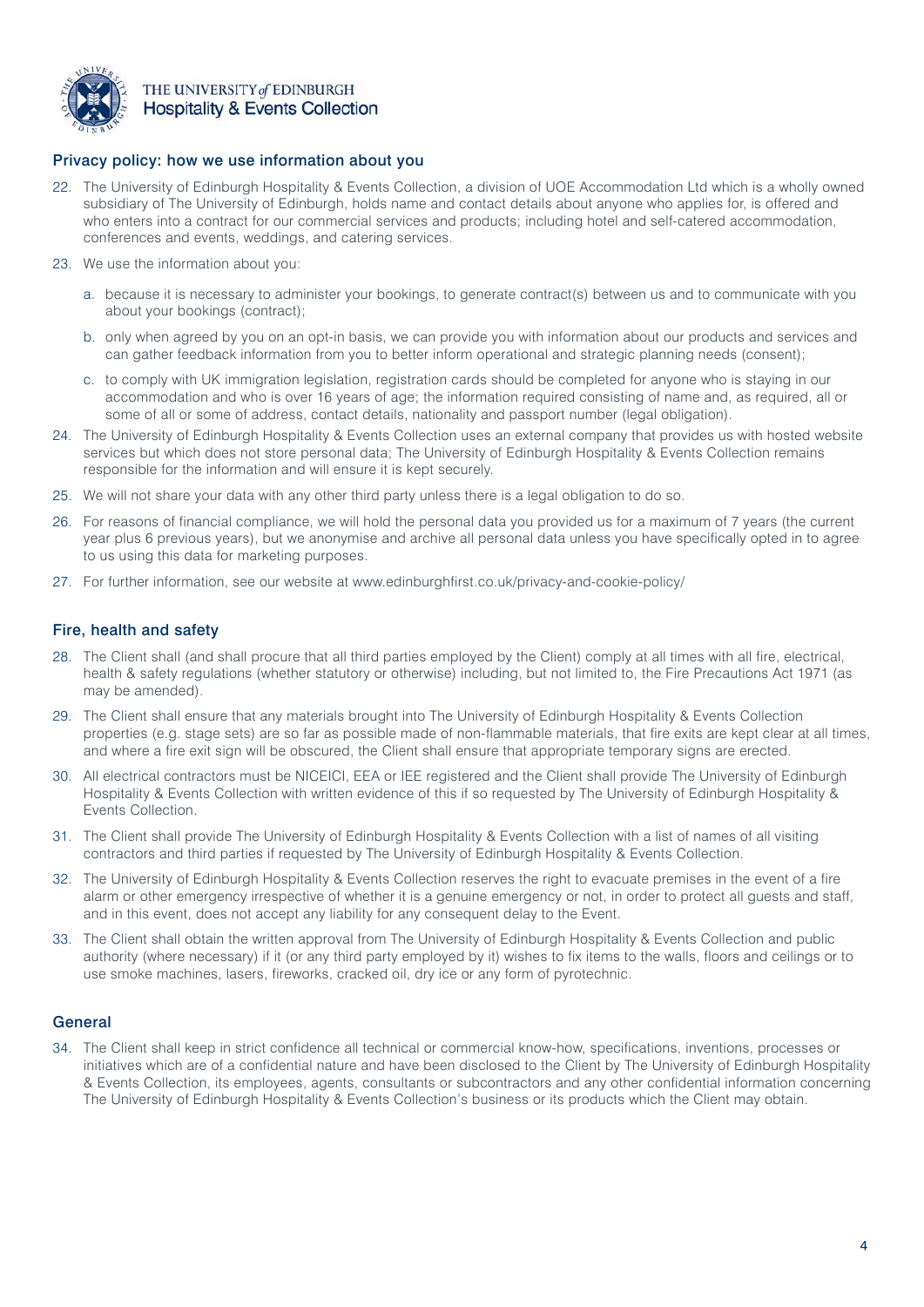## Privacy policy: how we use information about you

22. The University of Edinburgh Hospitality & Events Collection, a division of UOE Accommodation Ltd which is a wholly owned subsidiary of The University of Edinburgh, holds name and contact details about anyone who applies for, is offered and who enters into a contract for our commercial services and products; including hotel and self-catered accommodation, conferences and events, weddings, and catering services.

23. We use the information about you:

    a. because it is necessary to administer your bookings, to generate contract(s) between us and to communicate with you about your bookings (contract);

    b. only when agreed by you on an opt-in basis, we can provide you with information about our products and services and can gather feedback information from you to better inform operational and strategic planning needs (consent);

    c. to comply with UK immigration legislation, registration cards should be completed for anyone who is staying in our accommodation and who is over 16 years of age; the information required consisting of name and, as required, all or some of all or some of address, contact details, nationality and passport number (legal obligation).

24. The University of Edinburgh Hospitality & Events Collection uses an external company that provides us with hosted website services but which does not store personal data; The University of Edinburgh Hospitality & Events Collection remains responsible for the information and will ensure it is kept securely.

25. We will not share your data with any other third party unless there is a legal obligation to do so.

26. For reasons of financial compliance, we will hold the personal data you provided us for a maximum of 7 years (the current year plus 6 previous years), but we anonymise and archive all personal data unless you have specifically opted in to agree to us using this data for marketing purposes.

27. For further information, see our website at www.edinburghfirst.co.uk/privacy-and-cookie-policy/

## Fire, health and safety

28. The Client shall (and shall procure that all third parties employed by the Client) comply at all times with all fire, electrical, health & safety regulations (whether statutory or otherwise) including, but not limited to, the Fire Precautions Act 1971 (as may be amended).

29. The Client shall ensure that any materials brought into The University of Edinburgh Hospitality & Events Collection properties (e.g. stage sets) are so far as possible made of non-flammable materials, that fire exits are kept clear at all times, and where a fire exit sign will be obscured, the Client shall ensure that appropriate temporary signs are erected.

30. All electrical contractors must be NICEICI, EEA or IEE registered and the Client shall provide The University of Edinburgh Hospitality & Events Collection with written evidence of this if so requested by The University of Edinburgh Hospitality & Events Collection.

31. The Client shall provide The University of Edinburgh Hospitality & Events Collection with a list of names of all visiting contractors and third parties if requested by The University of Edinburgh Hospitality & Events Collection.

32. The University of Edinburgh Hospitality & Events Collection reserves the right to evacuate premises in the event of a fire alarm or other emergency irrespective of whether it is a genuine emergency or not, in order to protect all guests and staff, and in this event, does not accept any liability for any consequent delay to the Event.

33. The Client shall obtain the written approval from The University of Edinburgh Hospitality & Events Collection and public authority (where necessary) if it (or any third party employed by it) wishes to fix items to the walls, floors and ceilings or to use smoke machines, lasers, fireworks, cracked oil, dry ice or any form of pyrotechnic.

## General

34. The Client shall keep in strict confidence all technical or commercial know-how, specifications, inventions, processes or initiatives which are of a confidential nature and have been disclosed to the Client by The University of Edinburgh Hospitality & Events Collection, its employees, agents, consultants or subcontractors and any other confidential information concerning The University of Edinburgh Hospitality & Events Collection's business or its products which the Client may obtain.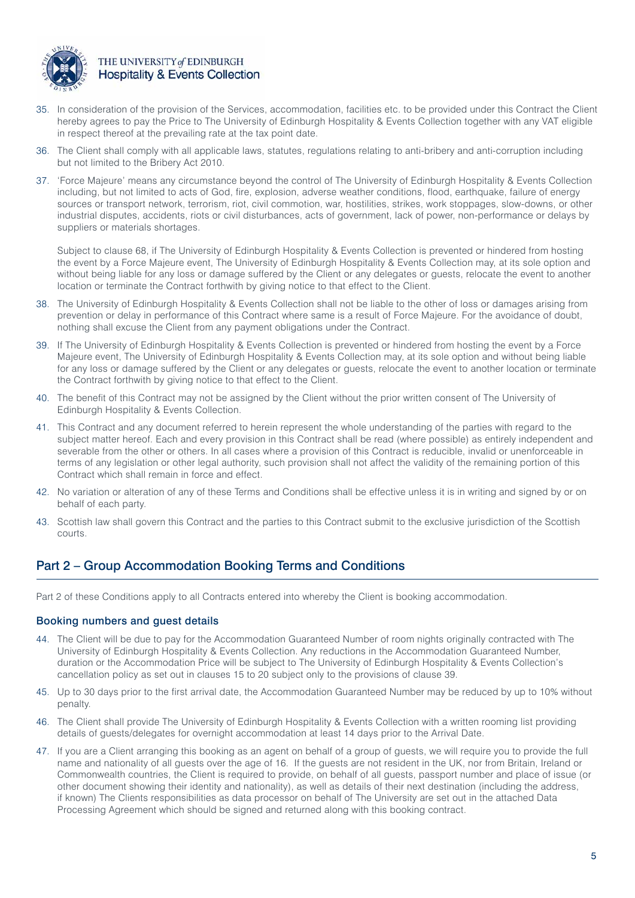35. In consideration of the provision of the Services, accommodation, facilities etc. to be provided under this Contract the Client hereby agrees to pay the Price to The University of Edinburgh Hospitality & Events Collection together with any VAT eligible in respect thereof at the prevailing rate at the tax point date.

36. The Client shall comply with all applicable laws, statutes, regulations relating to anti-bribery and anti-corruption including but not limited to the Bribery Act 2010.

37. 'Force Majeure' means any circumstance beyond the control of The University of Edinburgh Hospitality & Events Collection including, but not limited to acts of God, fire, explosion, adverse weather conditions, flood, earthquake, failure of energy sources or transport network, terrorism, riot, civil commotion, war, hostilities, strikes, work stoppages, slow-downs, or other industrial disputes, accidents, riots or civil disturbances, acts of government, lack of power, non-performance or delays by suppliers or materials shortages.

    Subject to clause 68, if The University of Edinburgh Hospitality & Events Collection is prevented or hindered from hosting the event by a Force Majeure event, The University of Edinburgh Hospitality & Events Collection may, at its sole option and without being liable for any loss or damage suffered by the Client or any delegates or guests, relocate the event to another location or terminate the Contract forthwith by giving notice to that effect to the Client.

38. The University of Edinburgh Hospitality & Events Collection shall not be liable to the other of loss or damages arising from prevention or delay in performance of this Contract where same is a result of Force Majeure. For the avoidance of doubt, nothing shall excuse the Client from any payment obligations under the Contract.

39. If The University of Edinburgh Hospitality & Events Collection is prevented or hindered from hosting the event by a Force Majeure event, The University of Edinburgh Hospitality & Events Collection may, at its sole option and without being liable for any loss or damage suffered by the Client or any delegates or guests, relocate the event to another location or terminate the Contract forthwith by giving notice to that effect to the Client.

40. The benefit of this Contract may not be assigned by the Client without the prior written consent of The University of Edinburgh Hospitality & Events Collection.

41. This Contract and any document referred to herein represent the whole understanding of the parties with regard to the subject matter hereof. Each and every provision in this Contract shall be read (where possible) as entirely independent and severable from the other or others. In all cases where a provision of this Contract is reducible, invalid or unenforceable in terms of any legislation or other legal authority, such provision shall not affect the validity of the remaining portion of this Contract which shall remain in force and effect.

42. No variation or alteration of any of these Terms and Conditions shall be effective unless it is in writing and signed by or on behalf of each party.

43. Scottish law shall govern this Contract and the parties to this Contract submit to the exclusive jurisdiction of the Scottish courts.

## Part 2 – Group Accommodation Booking Terms and Conditions

Part 2 of these Conditions apply to all Contracts entered into whereby the Client is booking accommodation.

### Booking numbers and guest details

44. The Client will be due to pay for the Accommodation Guaranteed Number of room nights originally contracted with The University of Edinburgh Hospitality & Events Collection. Any reductions in the Accommodation Guaranteed Number, duration or the Accommodation Price will be subject to The University of Edinburgh Hospitality & Events Collection's cancellation policy as set out in clauses 15 to 20 subject only to the provisions of clause 39.

45. Up to 30 days prior to the first arrival date, the Accommodation Guaranteed Number may be reduced by up to 10% without penalty.

46. The Client shall provide The University of Edinburgh Hospitality & Events Collection with a written rooming list providing details of guests/delegates for overnight accommodation at least 14 days prior to the Arrival Date.

47. If you are a Client arranging this booking as an agent on behalf of a group of guests, we will require you to provide the full name and nationality of all guests over the age of 16. If the guests are not resident in the UK, nor from Britain, Ireland or Commonwealth countries, the Client is required to provide, on behalf of all guests, passport number and place of issue (or other document showing their identity and nationality), as well as details of their next destination (including the address, if known) The Clients responsibilities as data processor on behalf of The University are set out in the attached Data Processing Agreement which should be signed and returned along with this booking contract.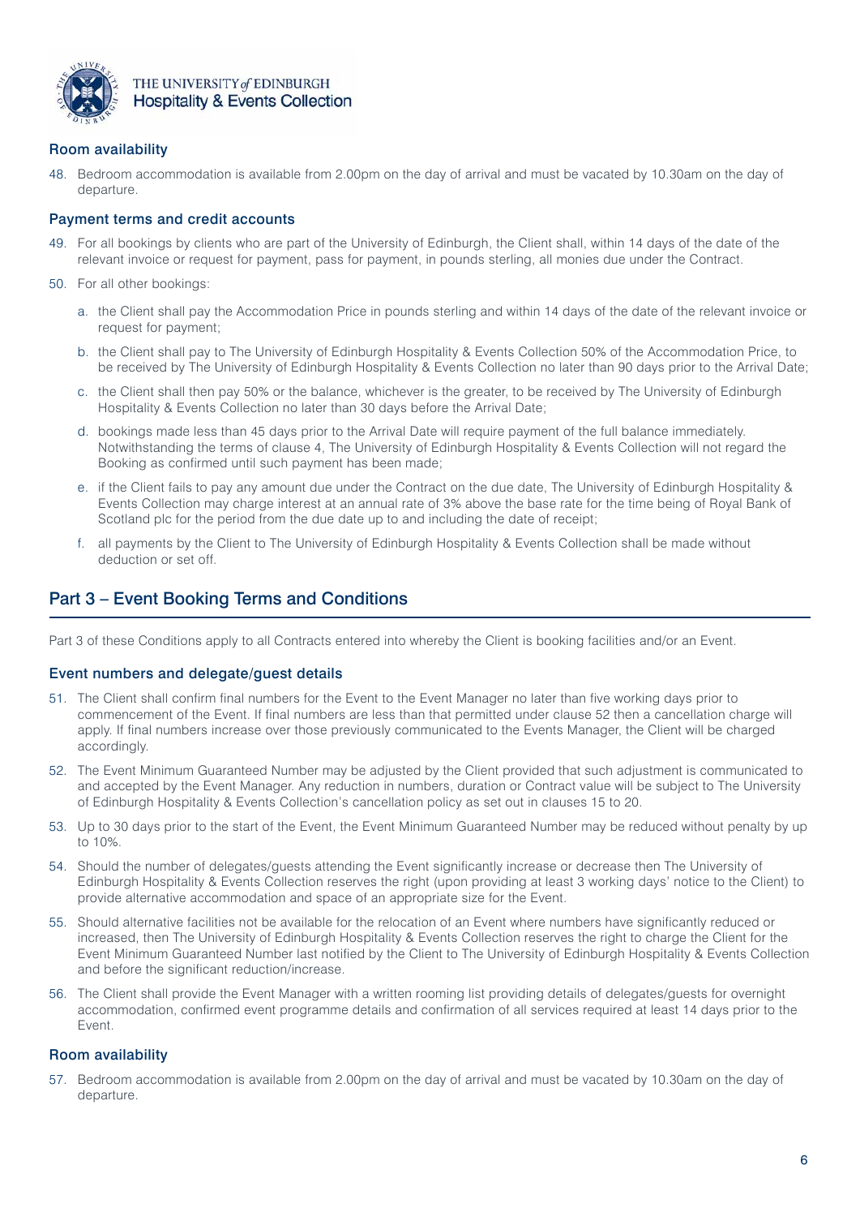### Room availability

48. Bedroom accommodation is available from 2.00pm on the day of arrival and must be vacated by 10.30am on the day of departure.

### Payment terms and credit accounts

49. For all bookings by clients who are part of the University of Edinburgh, the Client shall, within 14 days of the date of the relevant invoice or request for payment, pass for payment, in pounds sterling, all monies due under the Contract.

50. For all other bookings:

    a. the Client shall pay the Accommodation Price in pounds sterling and within 14 days of the date of the relevant invoice or request for payment;

    b. the Client shall pay to The University of Edinburgh Hospitality & Events Collection 50% of the Accommodation Price, to be received by The University of Edinburgh Hospitality & Events Collection no later than 90 days prior to the Arrival Date;

    c. the Client shall then pay 50% or the balance, whichever is the greater, to be received by The University of Edinburgh Hospitality & Events Collection no later than 30 days before the Arrival Date;

    d. bookings made less than 45 days prior to the Arrival Date will require payment of the full balance immediately. Notwithstanding the terms of clause 4, The University of Edinburgh Hospitality & Events Collection will not regard the Booking as confirmed until such payment has been made;

    e. if the Client fails to pay any amount due under the Contract on the due date, The University of Edinburgh Hospitality & Events Collection may charge interest at an annual rate of 3% above the base rate for the time being of Royal Bank of Scotland plc for the period from the due date up to and including the date of receipt;

    f. all payments by the Client to The University of Edinburgh Hospitality & Events Collection shall be made without deduction or set off.

## Part 3 – Event Booking Terms and Conditions

Part 3 of these Conditions apply to all Contracts entered into whereby the Client is booking facilities and/or an Event.

### Event numbers and delegate/guest details

51. The Client shall confirm final numbers for the Event to the Event Manager no later than five working days prior to commencement of the Event. If final numbers are less than that permitted under clause 52 then a cancellation charge will apply. If final numbers increase over those previously communicated to the Events Manager, the Client will be charged accordingly.

52. The Event Minimum Guaranteed Number may be adjusted by the Client provided that such adjustment is communicated to and accepted by the Event Manager. Any reduction in numbers, duration or Contract value will be subject to The University of Edinburgh Hospitality & Events Collection's cancellation policy as set out in clauses 15 to 20.

53. Up to 30 days prior to the start of the Event, the Event Minimum Guaranteed Number may be reduced without penalty by up to 10%.

54. Should the number of delegates/guests attending the Event significantly increase or decrease then The University of Edinburgh Hospitality & Events Collection reserves the right (upon providing at least 3 working days' notice to the Client) to provide alternative accommodation and space of an appropriate size for the Event.

55. Should alternative facilities not be available for the relocation of an Event where numbers have significantly reduced or increased, then The University of Edinburgh Hospitality & Events Collection reserves the right to charge the Client for the Event Minimum Guaranteed Number last notified by the Client to The University of Edinburgh Hospitality & Events Collection and before the significant reduction/increase.

56. The Client shall provide the Event Manager with a written rooming list providing details of delegates/guests for overnight accommodation, confirmed event programme details and confirmation of all services required at least 14 days prior to the Event.

### Room availability

57. Bedroom accommodation is available from 2.00pm on the day of arrival and must be vacated by 10.30am on the day of departure.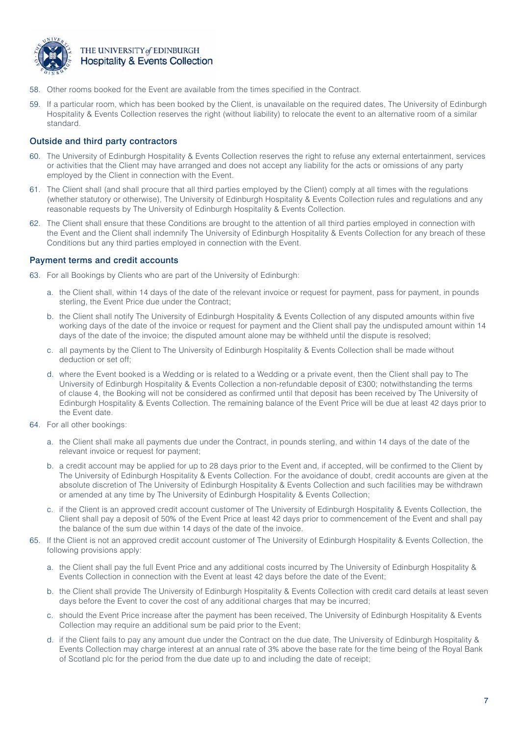58. Other rooms booked for the Event are available from the times specified in the Contract.

59. If a particular room, which has been booked by the Client, is unavailable on the required dates, The University of Edinburgh Hospitality & Events Collection reserves the right (without liability) to relocate the event to an alternative room of a similar standard.

### Outside and third party contractors

60. The University of Edinburgh Hospitality & Events Collection reserves the right to refuse any external entertainment, services or activities that the Client may have arranged and does not accept any liability for the acts or omissions of any party employed by the Client in connection with the Event.

61. The Client shall (and shall procure that all third parties employed by the Client) comply at all times with the regulations (whether statutory or otherwise), The University of Edinburgh Hospitality & Events Collection rules and regulations and any reasonable requests by The University of Edinburgh Hospitality & Events Collection.

62. The Client shall ensure that these Conditions are brought to the attention of all third parties employed in connection with the Event and the Client shall indemnify The University of Edinburgh Hospitality & Events Collection for any breach of these Conditions but any third parties employed in connection with the Event.

### Payment terms and credit accounts

63. For all Bookings by Clients who are part of the University of Edinburgh:

    a. the Client shall, within 14 days of the date of the relevant invoice or request for payment, pass for payment, in pounds sterling, the Event Price due under the Contract;

    b. the Client shall notify The University of Edinburgh Hospitality & Events Collection of any disputed amounts within five working days of the date of the invoice or request for payment and the Client shall pay the undisputed amount within 14 days of the date of the invoice; the disputed amount alone may be withheld until the dispute is resolved;

    c. all payments by the Client to The University of Edinburgh Hospitality & Events Collection shall be made without deduction or set off;

    d. where the Event booked is a Wedding or is related to a Wedding or a private event, then the Client shall pay to The University of Edinburgh Hospitality & Events Collection a non-refundable deposit of £300; notwithstanding the terms of clause 4, the Booking will not be considered as confirmed until that deposit has been received by The University of Edinburgh Hospitality & Events Collection. The remaining balance of the Event Price will be due at least 42 days prior to the Event date.

64. For all other bookings:

    a. the Client shall make all payments due under the Contract, in pounds sterling, and within 14 days of the date of the relevant invoice or request for payment;

    b. a credit account may be applied for up to 28 days prior to the Event and, if accepted, will be confirmed to the Client by The University of Edinburgh Hospitality & Events Collection. For the avoidance of doubt, credit accounts are given at the absolute discretion of The University of Edinburgh Hospitality & Events Collection and such facilities may be withdrawn or amended at any time by The University of Edinburgh Hospitality & Events Collection;

    c. if the Client is an approved credit account customer of The University of Edinburgh Hospitality & Events Collection, the Client shall pay a deposit of 50% of the Event Price at least 42 days prior to commencement of the Event and shall pay the balance of the sum due within 14 days of the date of the invoice.

65. If the Client is not an approved credit account customer of The University of Edinburgh Hospitality & Events Collection, the following provisions apply:

    a. the Client shall pay the full Event Price and any additional costs incurred by The University of Edinburgh Hospitality & Events Collection in connection with the Event at least 42 days before the date of the Event;

    b. the Client shall provide The University of Edinburgh Hospitality & Events Collection with credit card details at least seven days before the Event to cover the cost of any additional charges that may be incurred;

    c. should the Event Price increase after the payment has been received, The University of Edinburgh Hospitality & Events Collection may require an additional sum be paid prior to the Event;

    d. if the Client fails to pay any amount due under the Contract on the due date, The University of Edinburgh Hospitality & Events Collection may charge interest at an annual rate of 3% above the base rate for the time being of the Royal Bank of Scotland plc for the period from the due date up to and including the date of receipt;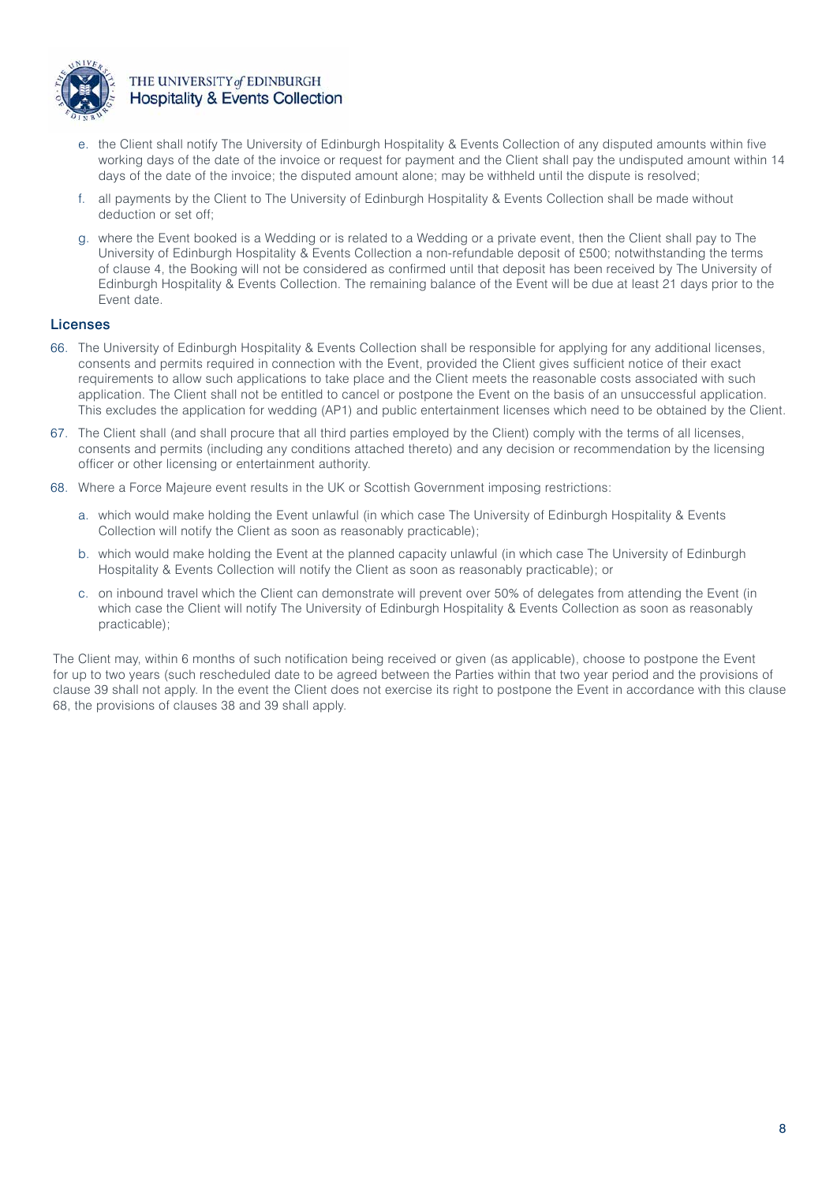e. the Client shall notify The University of Edinburgh Hospitality & Events Collection of any disputed amounts within five working days of the date of the invoice or request for payment and the Client shall pay the undisputed amount within 14 days of the date of the invoice; the disputed amount alone; may be withheld until the dispute is resolved;

f. all payments by the Client to The University of Edinburgh Hospitality & Events Collection shall be made without deduction or set off;

g. where the Event booked is a Wedding or is related to a Wedding or a private event, then the Client shall pay to The University of Edinburgh Hospitality & Events Collection a non-refundable deposit of £500; notwithstanding the terms of clause 4, the Booking will not be considered as confirmed until that deposit has been received by The University of Edinburgh Hospitality & Events Collection. The remaining balance of the Event will be due at least 21 days prior to the Event date.

## Licenses

66. The University of Edinburgh Hospitality & Events Collection shall be responsible for applying for any additional licenses, consents and permits required in connection with the Event, provided the Client gives sufficient notice of their exact requirements to allow such applications to take place and the Client meets the reasonable costs associated with such application. The Client shall not be entitled to cancel or postpone the Event on the basis of an unsuccessful application. This excludes the application for wedding (AP1) and public entertainment licenses which need to be obtained by the Client.

67. The Client shall (and shall procure that all third parties employed by the Client) comply with the terms of all licenses, consents and permits (including any conditions attached thereto) and any decision or recommendation by the licensing officer or other licensing or entertainment authority.

68. Where a Force Majeure event results in the UK or Scottish Government imposing restrictions:

    a. which would make holding the Event unlawful (in which case The University of Edinburgh Hospitality & Events Collection will notify the Client as soon as reasonably practicable);

    b. which would make holding the Event at the planned capacity unlawful (in which case The University of Edinburgh Hospitality & Events Collection will notify the Client as soon as reasonably practicable); or

    c. on inbound travel which the Client can demonstrate will prevent over 50% of delegates from attending the Event (in which case the Client will notify The University of Edinburgh Hospitality & Events Collection as soon as reasonably practicable);

The Client may, within 6 months of such notification being received or given (as applicable), choose to postpone the Event for up to two years (such rescheduled date to be agreed between the Parties within that two year period and the provisions of clause 39 shall not apply. In the event the Client does not exercise its right to postpone the Event in accordance with this clause 68, the provisions of clauses 38 and 39 shall apply.